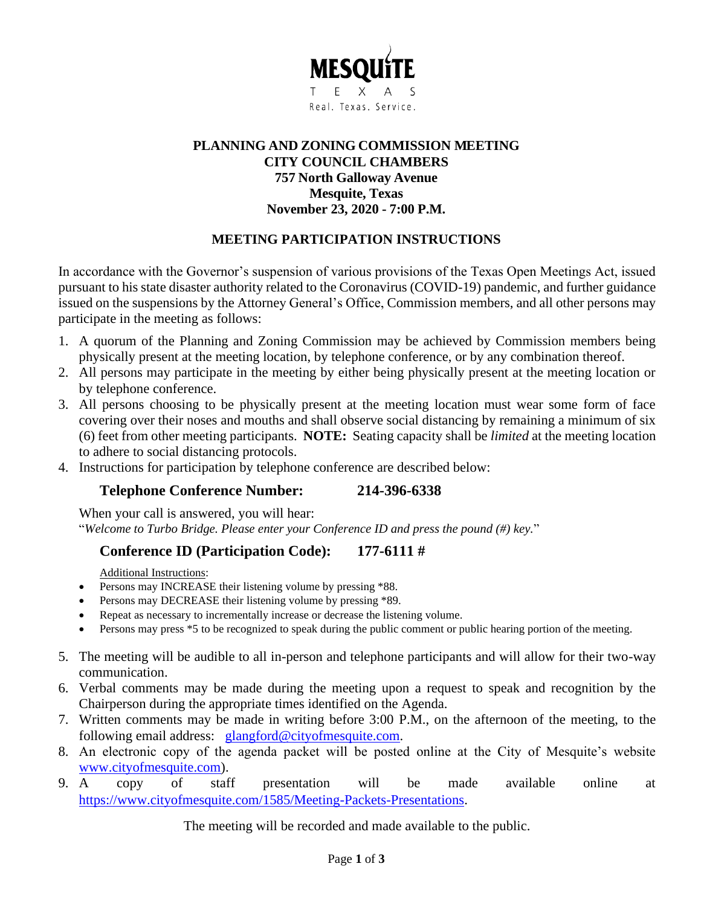MESQUITE

TEXAS

Real. Texas. Service.

# PLANNING AND ZONING COMMISSION MEETING
## CITY COUNCIL CHAMBERS
## 757 North Galloway Avenue
## Mesquite, Texas
## November 23, 2020 - 7:00 P.M.

## MEETING PARTICIPATION INSTRUCTIONS

In accordance with the Governor's suspension of various provisions of the Texas Open Meetings Act, issued pursuant to his state disaster authority related to the Coronavirus (COVID-19) pandemic, and further guidance issued on the suspensions by the Attorney General's Office, Commission members, and all other persons may participate in the meeting as follows:

1. A quorum of the Planning and Zoning Commission may be achieved by Commission members being physically present at the meeting location, by telephone conference, or by any combination thereof.
2. All persons may participate in the meeting by either being physically present at the meeting location or by telephone conference.
3. All persons choosing to be physically present at the meeting location must wear some form of face covering over their noses and mouths and shall observe social distancing by remaining a minimum of six (6) feet from other meeting participants. **NOTE:** Seating capacity shall be *limited* at the meeting location to adhere to social distancing protocols.
4. Instructions for participation by telephone conference are described below:

   **Telephone Conference Number: 214-396-6338**

   When your call is answered, you will hear:
   "*Welcome to Turbo Bridge. Please enter your Conference ID and press the pound (#) key.*"

   **Conference ID (Participation Code): 177-6111 #**

   Additional Instructions:
   - Persons may INCREASE their listening volume by pressing *88.
   - Persons may DECREASE their listening volume by pressing *89.
   - Repeat as necessary to incrementally increase or decrease the listening volume.
   - Persons may press *5 to be recognized to speak during the public comment or public hearing portion of the meeting.

5. The meeting will be audible to all in-person and telephone participants and will allow for their two-way communication.
6. Verbal comments may be made during the meeting upon a request to speak and recognition by the Chairperson during the appropriate times identified on the Agenda.
7. Written comments may be made in writing before 3:00 P.M., on the afternoon of the meeting, to the following email address: glangford@cityofmesquite.com.
8. An electronic copy of the agenda packet will be posted online at the City of Mesquite's website www.cityofmesquite.com).
9. A copy of staff presentation will be made available online at https://www.cityofmesquite.com/1585/Meeting-Packets-Presentations.

The meeting will be recorded and made available to the public.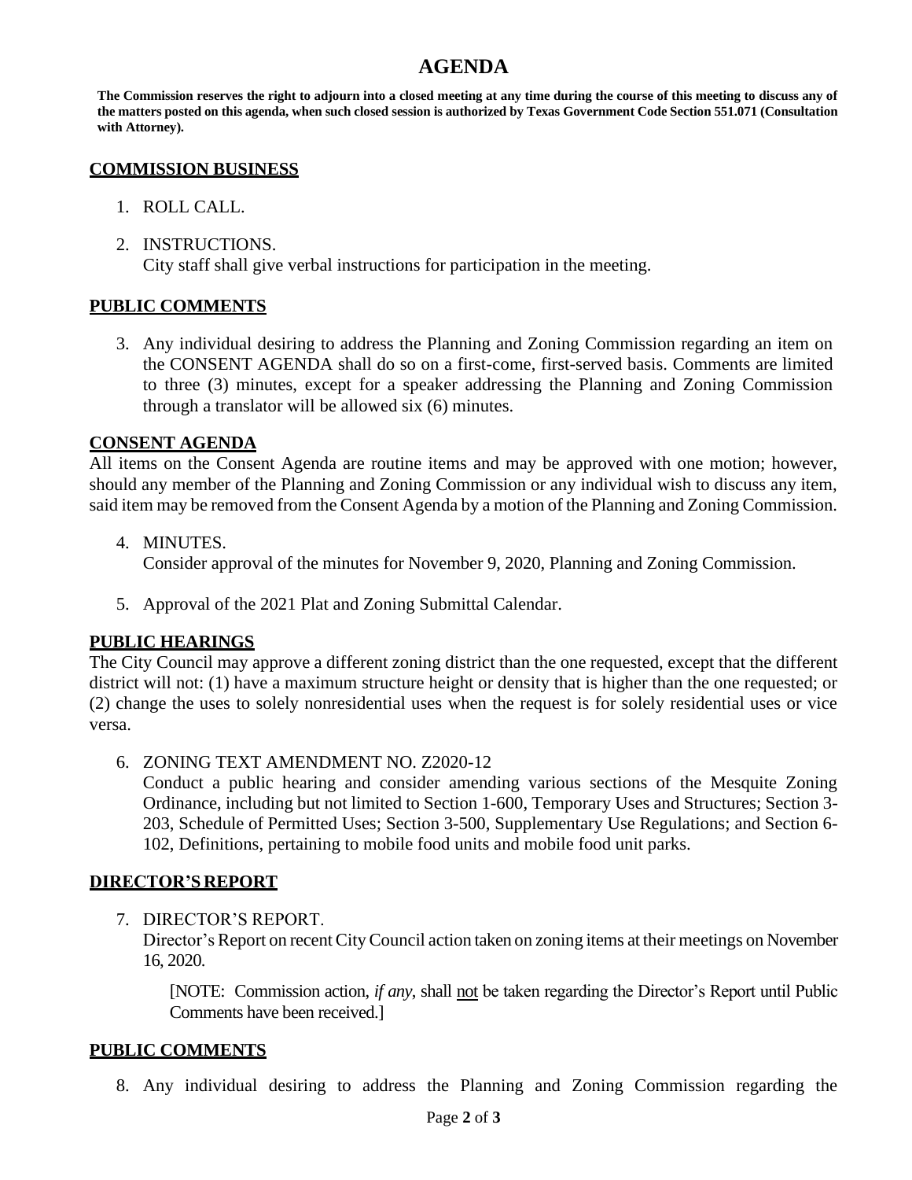# AGENDA

**The Commission reserves the right to adjourn into a closed meeting at any time during the course of this meeting to discuss any of the matters posted on this agenda, when such closed session is authorized by Texas Government Code Section 551.071 (Consultation with Attorney).**

## COMMISSION BUSINESS

1. ROLL CALL.

2. INSTRUCTIONS.
   City staff shall give verbal instructions for participation in the meeting.

## PUBLIC COMMENTS

3. Any individual desiring to address the Planning and Zoning Commission regarding an item on the CONSENT AGENDA shall do so on a first-come, first-served basis. Comments are limited to three (3) minutes, except for a speaker addressing the Planning and Zoning Commission through a translator will be allowed six (6) minutes.

## CONSENT AGENDA

All items on the Consent Agenda are routine items and may be approved with one motion; however, should any member of the Planning and Zoning Commission or any individual wish to discuss any item, said item may be removed from the Consent Agenda by a motion of the Planning and Zoning Commission.

4. MINUTES.
   Consider approval of the minutes for November 9, 2020, Planning and Zoning Commission.

5. Approval of the 2021 Plat and Zoning Submittal Calendar.

## PUBLIC HEARINGS

The City Council may approve a different zoning district than the one requested, except that the different district will not: (1) have a maximum structure height or density that is higher than the one requested; or (2) change the uses to solely nonresidential uses when the request is for solely residential uses or vice versa.

6. ZONING TEXT AMENDMENT NO. Z2020-12
   Conduct a public hearing and consider amending various sections of the Mesquite Zoning Ordinance, including but not limited to Section 1-600, Temporary Uses and Structures; Section 3-203, Schedule of Permitted Uses; Section 3-500, Supplementary Use Regulations; and Section 6-102, Definitions, pertaining to mobile food units and mobile food unit parks.

## DIRECTOR'S REPORT

7. DIRECTOR'S REPORT.
   Director's Report on recent City Council action taken on zoning items at their meetings on November 16, 2020.

   [NOTE: Commission action, *if any*, shall not be taken regarding the Director's Report until Public Comments have been received.]

## PUBLIC COMMENTS

8. Any individual desiring to address the Planning and Zoning Commission regarding the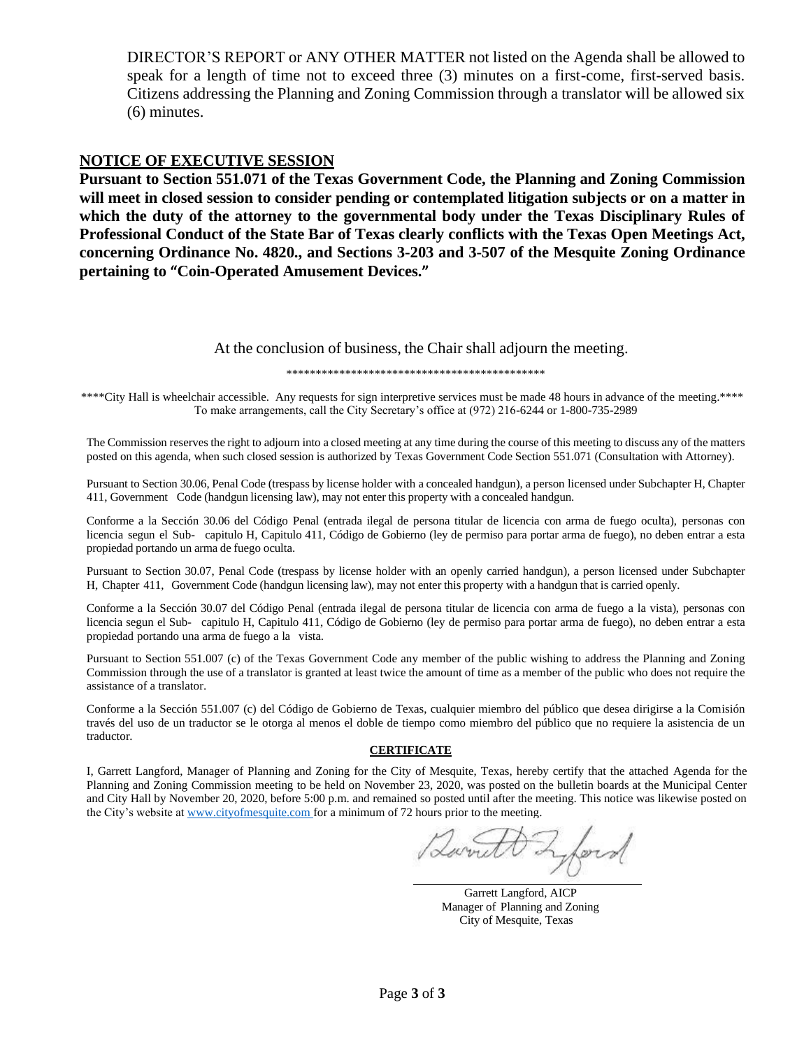DIRECTOR'S REPORT or ANY OTHER MATTER not listed on the Agenda shall be allowed to speak for a length of time not to exceed three (3) minutes on a first-come, first-served basis. Citizens addressing the Planning and Zoning Commission through a translator will be allowed six (6) minutes.

## NOTICE OF EXECUTIVE SESSION

**Pursuant to Section 551.071 of the Texas Government Code, the Planning and Zoning Commission will meet in closed session to consider pending or contemplated litigation subjects or on a matter in which the duty of the attorney to the governmental body under the Texas Disciplinary Rules of Professional Conduct of the State Bar of Texas clearly conflicts with the Texas Open Meetings Act, concerning Ordinance No. 4820., and Sections 3-203 and 3-507 of the Mesquite Zoning Ordinance pertaining to "Coin-Operated Amusement Devices."**

At the conclusion of business, the Chair shall adjourn the meeting.

*********************************************

****City Hall is wheelchair accessible. Any requests for sign interpretive services must be made 48 hours in advance of the meeting.**** To make arrangements, call the City Secretary's office at (972) 216-6244 or 1-800-735-2989

The Commission reserves the right to adjourn into a closed meeting at any time during the course of this meeting to discuss any of the matters posted on this agenda, when such closed session is authorized by Texas Government Code Section 551.071 (Consultation with Attorney).

Pursuant to Section 30.06, Penal Code (trespass by license holder with a concealed handgun), a person licensed under Subchapter H, Chapter 411, Government Code (handgun licensing law), may not enter this property with a concealed handgun.

Conforme a la Sección 30.06 del Código Penal (entrada ilegal de persona titular de licencia con arma de fuego oculta), personas con licencia segun el Sub- capitulo H, Capitulo 411, Código de Gobierno (ley de permiso para portar arma de fuego), no deben entrar a esta propiedad portando un arma de fuego oculta.

Pursuant to Section 30.07, Penal Code (trespass by license holder with an openly carried handgun), a person licensed under Subchapter H, Chapter 411, Government Code (handgun licensing law), may not enter this property with a handgun that is carried openly.

Conforme a la Sección 30.07 del Código Penal (entrada ilegal de persona titular de licencia con arma de fuego a la vista), personas con licencia segun el Sub- capitulo H, Capitulo 411, Código de Gobierno (ley de permiso para portar arma de fuego), no deben entrar a esta propiedad portando una arma de fuego a la vista.

Pursuant to Section 551.007 (c) of the Texas Government Code any member of the public wishing to address the Planning and Zoning Commission through the use of a translator is granted at least twice the amount of time as a member of the public who does not require the assistance of a translator.

Conforme a la Sección 551.007 (c) del Código de Gobierno de Texas, cualquier miembro del público que desea dirigirse a la Comisión través del uso de un traductor se le otorga al menos el doble de tiempo como miembro del público que no requiere la asistencia de un traductor.

**CERTIFICATE**

I, Garrett Langford, Manager of Planning and Zoning for the City of Mesquite, Texas, hereby certify that the attached Agenda for the Planning and Zoning Commission meeting to be held on November 23, 2020, was posted on the bulletin boards at the Municipal Center and City Hall by November 20, 2020, before 5:00 p.m. and remained so posted until after the meeting. This notice was likewise posted on the City's website at www.cityofmesquite.com for a minimum of 72 hours prior to the meeting.

Garrett Langford, AICP
Manager of Planning and Zoning
City of Mesquite, Texas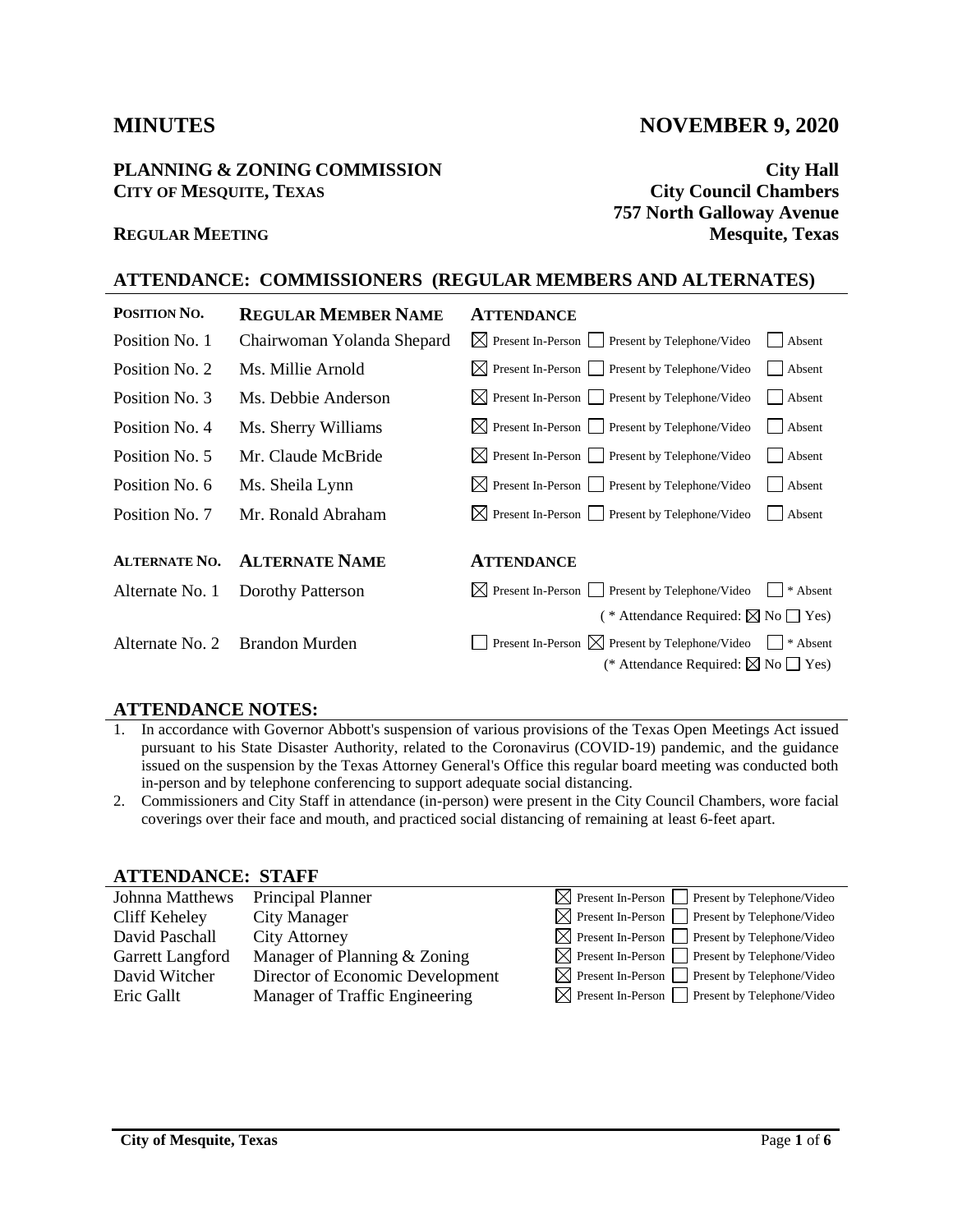# MINUTES

**NOVEMBER 9, 2020**

**PLANNING & ZONING COMMISSION**
**CITY OF MESQUITE, TEXAS**

**City Hall**
**City Council Chambers**
**757 North Galloway Avenue**
**Mesquite, Texas**

**REGULAR MEETING**

## ATTENDANCE: COMMISSIONERS (REGULAR MEMBERS AND ALTERNATES)

| POSITION NO. | REGULAR MEMBER NAME | ATTENDANCE |
|---|---|---|
| Position No. 1 | Chairwoman Yolanda Shepard | ☒ Present In-Person ☐ Present by Telephone/Video ☐ Absent |
| Position No. 2 | Ms. Millie Arnold | ☒ Present In-Person ☐ Present by Telephone/Video ☐ Absent |
| Position No. 3 | Ms. Debbie Anderson | ☒ Present In-Person ☐ Present by Telephone/Video ☐ Absent |
| Position No. 4 | Ms. Sherry Williams | ☒ Present In-Person ☐ Present by Telephone/Video ☐ Absent |
| Position No. 5 | Mr. Claude McBride | ☒ Present In-Person ☐ Present by Telephone/Video ☐ Absent |
| Position No. 6 | Ms. Sheila Lynn | ☒ Present In-Person ☐ Present by Telephone/Video ☐ Absent |
| Position No. 7 | Mr. Ronald Abraham | ☒ Present In-Person ☐ Present by Telephone/Video ☐ Absent |

| ALTERNATE NO. | ALTERNATE NAME | ATTENDANCE |
|---|---|---|
| Alternate No. 1 | Dorothy Patterson | ☒ Present In-Person ☐ Present by Telephone/Video ☐ * Absent (* Attendance Required: ☒ No ☐ Yes) |
| Alternate No. 2 | Brandon Murden | ☐ Present In-Person ☒ Present by Telephone/Video ☐ * Absent (* Attendance Required: ☒ No ☐ Yes) |

## ATTENDANCE NOTES:

1. In accordance with Governor Abbott's suspension of various provisions of the Texas Open Meetings Act issued pursuant to his State Disaster Authority, related to the Coronavirus (COVID-19) pandemic, and the guidance issued on the suspension by the Texas Attorney General's Office this regular board meeting was conducted both in-person and by telephone conferencing to support adequate social distancing.
2. Commissioners and City Staff in attendance (in-person) were present in the City Council Chambers, wore facial coverings over their face and mouth, and practiced social distancing of remaining at least 6-feet apart.

## ATTENDANCE: STAFF

| Name | Title | Attendance |
|---|---|---|
| Johnna Matthews | Principal Planner | ☒ Present In-Person ☐ Present by Telephone/Video |
| Cliff Keheley | City Manager | ☒ Present In-Person ☐ Present by Telephone/Video |
| David Paschall | City Attorney | ☒ Present In-Person ☐ Present by Telephone/Video |
| Garrett Langford | Manager of Planning & Zoning | ☒ Present In-Person ☐ Present by Telephone/Video |
| David Witcher | Director of Economic Development | ☒ Present In-Person ☐ Present by Telephone/Video |
| Eric Gallt | Manager of Traffic Engineering | ☒ Present In-Person ☐ Present by Telephone/Video |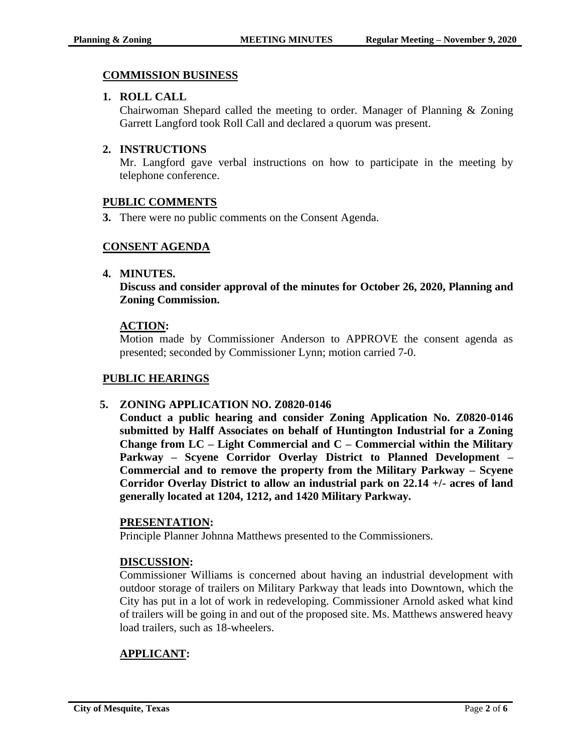## COMMISSION BUSINESS

**1. ROLL CALL**

Chairwoman Shepard called the meeting to order. Manager of Planning & Zoning Garrett Langford took Roll Call and declared a quorum was present.

**2. INSTRUCTIONS**

Mr. Langford gave verbal instructions on how to participate in the meeting by telephone conference.

## PUBLIC COMMENTS

**3.** There were no public comments on the Consent Agenda.

## CONSENT AGENDA

**4. MINUTES.**

**Discuss and consider approval of the minutes for October 26, 2020, Planning and Zoning Commission.**

**ACTION:**

Motion made by Commissioner Anderson to APPROVE the consent agenda as presented; seconded by Commissioner Lynn; motion carried 7-0.

## PUBLIC HEARINGS

**5. ZONING APPLICATION NO. Z0820-0146**

**Conduct a public hearing and consider Zoning Application No. Z0820-0146 submitted by Halff Associates on behalf of Huntington Industrial for a Zoning Change from LC – Light Commercial and C – Commercial within the Military Parkway – Scyene Corridor Overlay District to Planned Development – Commercial and to remove the property from the Military Parkway – Scyene Corridor Overlay District to allow an industrial park on 22.14 +/- acres of land generally located at 1204, 1212, and 1420 Military Parkway.**

**PRESENTATION:**

Principle Planner Johnna Matthews presented to the Commissioners.

**DISCUSSION:**

Commissioner Williams is concerned about having an industrial development with outdoor storage of trailers on Military Parkway that leads into Downtown, which the City has put in a lot of work in redeveloping. Commissioner Arnold asked what kind of trailers will be going in and out of the proposed site. Ms. Matthews answered heavy load trailers, such as 18-wheelers.

**APPLICANT:**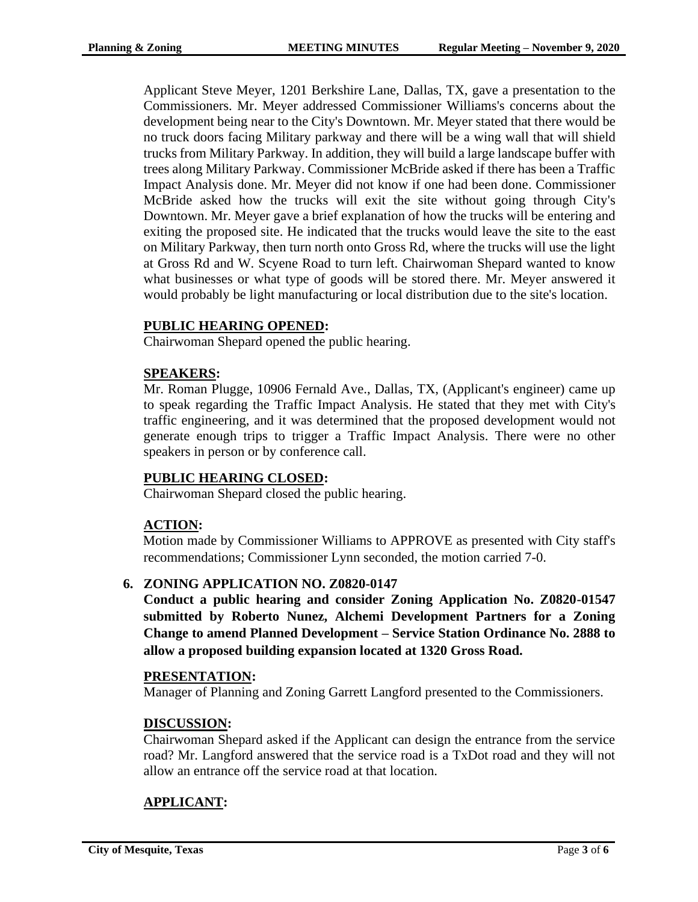Applicant Steve Meyer, 1201 Berkshire Lane, Dallas, TX, gave a presentation to the Commissioners. Mr. Meyer addressed Commissioner Williams's concerns about the development being near to the City's Downtown. Mr. Meyer stated that there would be no truck doors facing Military parkway and there will be a wing wall that will shield trucks from Military Parkway. In addition, they will build a large landscape buffer with trees along Military Parkway. Commissioner McBride asked if there has been a Traffic Impact Analysis done. Mr. Meyer did not know if one had been done. Commissioner McBride asked how the trucks will exit the site without going through City's Downtown. Mr. Meyer gave a brief explanation of how the trucks will be entering and exiting the proposed site. He indicated that the trucks would leave the site to the east on Military Parkway, then turn north onto Gross Rd, where the trucks will use the light at Gross Rd and W. Scyene Road to turn left. Chairwoman Shepard wanted to know what businesses or what type of goods will be stored there. Mr. Meyer answered it would probably be light manufacturing or local distribution due to the site's location.

**PUBLIC HEARING OPENED:**

Chairwoman Shepard opened the public hearing.

**SPEAKERS:**

Mr. Roman Plugge, 10906 Fernald Ave., Dallas, TX, (Applicant's engineer) came up to speak regarding the Traffic Impact Analysis. He stated that they met with City's traffic engineering, and it was determined that the proposed development would not generate enough trips to trigger a Traffic Impact Analysis. There were no other speakers in person or by conference call.

**PUBLIC HEARING CLOSED:**

Chairwoman Shepard closed the public hearing.

**ACTION:**

Motion made by Commissioner Williams to APPROVE as presented with City staff's recommendations; Commissioner Lynn seconded, the motion carried 7-0.

**6. ZONING APPLICATION NO. Z0820-0147**

**Conduct a public hearing and consider Zoning Application No. Z0820-01547 submitted by Roberto Nunez, Alchemi Development Partners for a Zoning Change to amend Planned Development – Service Station Ordinance No. 2888 to allow a proposed building expansion located at 1320 Gross Road.**

**PRESENTATION:**

Manager of Planning and Zoning Garrett Langford presented to the Commissioners.

**DISCUSSION:**

Chairwoman Shepard asked if the Applicant can design the entrance from the service road? Mr. Langford answered that the service road is a TxDot road and they will not allow an entrance off the service road at that location.

**APPLICANT:**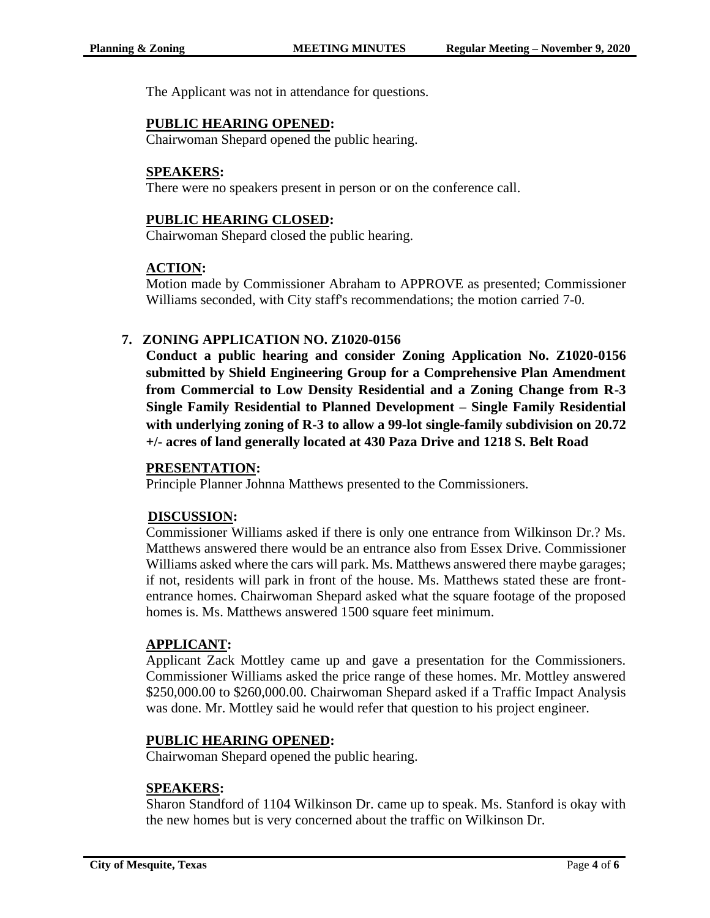The Applicant was not in attendance for questions.

**PUBLIC HEARING OPENED:**
Chairwoman Shepard opened the public hearing.

**SPEAKERS:**
There were no speakers present in person or on the conference call.

**PUBLIC HEARING CLOSED:**
Chairwoman Shepard closed the public hearing.

**ACTION:**
Motion made by Commissioner Abraham to APPROVE as presented; Commissioner Williams seconded, with City staff's recommendations; the motion carried 7-0.

## 7. ZONING APPLICATION NO. Z1020-0156

**Conduct a public hearing and consider Zoning Application No. Z1020-0156 submitted by Shield Engineering Group for a Comprehensive Plan Amendment from Commercial to Low Density Residential and a Zoning Change from R-3 Single Family Residential to Planned Development – Single Family Residential with underlying zoning of R-3 to allow a 99-lot single-family subdivision on 20.72 +/- acres of land generally located at 430 Paza Drive and 1218 S. Belt Road**

**PRESENTATION:**
Principle Planner Johnna Matthews presented to the Commissioners.

**DISCUSSION:**
Commissioner Williams asked if there is only one entrance from Wilkinson Dr.? Ms. Matthews answered there would be an entrance also from Essex Drive. Commissioner Williams asked where the cars will park. Ms. Matthews answered there maybe garages; if not, residents will park in front of the house. Ms. Matthews stated these are front-entrance homes. Chairwoman Shepard asked what the square footage of the proposed homes is. Ms. Matthews answered 1500 square feet minimum.

**APPLICANT:**
Applicant Zack Mottley came up and gave a presentation for the Commissioners. Commissioner Williams asked the price range of these homes. Mr. Mottley answered \$250,000.00 to \$260,000.00. Chairwoman Shepard asked if a Traffic Impact Analysis was done. Mr. Mottley said he would refer that question to his project engineer.

**PUBLIC HEARING OPENED:**
Chairwoman Shepard opened the public hearing.

**SPEAKERS:**
Sharon Standford of 1104 Wilkinson Dr. came up to speak. Ms. Stanford is okay with the new homes but is very concerned about the traffic on Wilkinson Dr.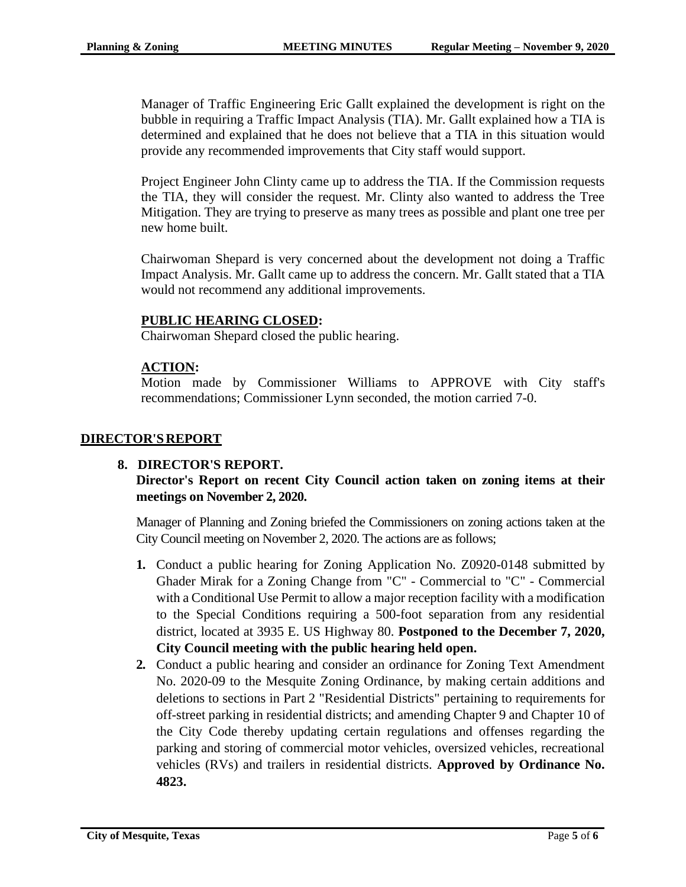Manager of Traffic Engineering Eric Gallt explained the development is right on the bubble in requiring a Traffic Impact Analysis (TIA). Mr. Gallt explained how a TIA is determined and explained that he does not believe that a TIA in this situation would provide any recommended improvements that City staff would support.

Project Engineer John Clinty came up to address the TIA. If the Commission requests the TIA, they will consider the request. Mr. Clinty also wanted to address the Tree Mitigation. They are trying to preserve as many trees as possible and plant one tree per new home built.

Chairwoman Shepard is very concerned about the development not doing a Traffic Impact Analysis. Mr. Gallt came up to address the concern. Mr. Gallt stated that a TIA would not recommend any additional improvements.

**PUBLIC HEARING CLOSED:**
Chairwoman Shepard closed the public hearing.

**ACTION:**
Motion made by Commissioner Williams to APPROVE with City staff's recommendations; Commissioner Lynn seconded, the motion carried 7-0.

## DIRECTOR'S REPORT

### 8. DIRECTOR'S REPORT.

**Director's Report on recent City Council action taken on zoning items at their meetings on November 2, 2020.**

Manager of Planning and Zoning briefed the Commissioners on zoning actions taken at the City Council meeting on November 2, 2020. The actions are as follows;

1. Conduct a public hearing for Zoning Application No. Z0920-0148 submitted by Ghader Mirak for a Zoning Change from "C" - Commercial to "C" - Commercial with a Conditional Use Permit to allow a major reception facility with a modification to the Special Conditions requiring a 500-foot separation from any residential district, located at 3935 E. US Highway 80. **Postponed to the December 7, 2020, City Council meeting with the public hearing held open.**
2. Conduct a public hearing and consider an ordinance for Zoning Text Amendment No. 2020-09 to the Mesquite Zoning Ordinance, by making certain additions and deletions to sections in Part 2 "Residential Districts" pertaining to requirements for off-street parking in residential districts; and amending Chapter 9 and Chapter 10 of the City Code thereby updating certain regulations and offenses regarding the parking and storing of commercial motor vehicles, oversized vehicles, recreational vehicles (RVs) and trailers in residential districts. **Approved by Ordinance No. 4823.**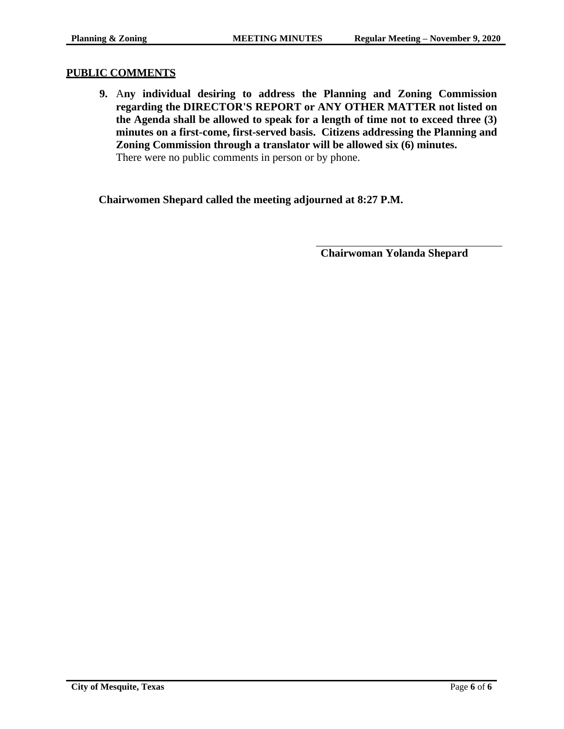## PUBLIC COMMENTS

9. **Any individual desiring to address the Planning and Zoning Commission regarding the DIRECTOR'S REPORT or ANY OTHER MATTER not listed on the Agenda shall be allowed to speak for a length of time not to exceed three (3) minutes on a first-come, first-served basis. Citizens addressing the Planning and Zoning Commission through a translator will be allowed six (6) minutes.**
   There were no public comments in person or by phone.

**Chairwomen Shepard called the meeting adjourned at 8:27 P.M.**

\_\_\_\_\_\_\_\_\_\_\_\_\_\_\_\_\_\_\_\_\_\_\_\_\_\_\_\_\_\_\_\_\_\_\_

**Chairwoman Yolanda Shepard**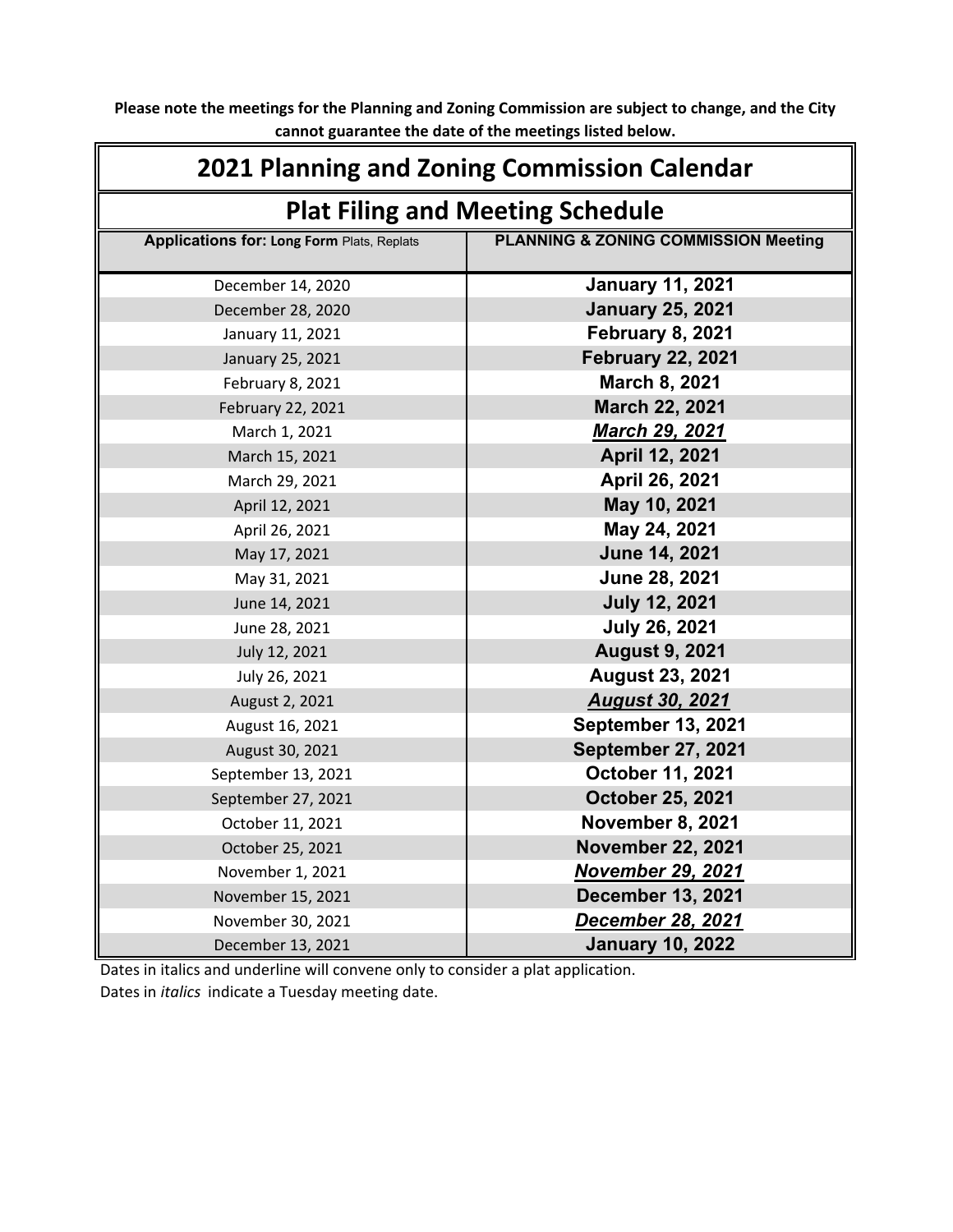**Please note the meetings for the Planning and Zoning Commission are subject to change, and the City cannot guarantee the date of the meetings listed below.**

# 2021 Planning and Zoning Commission Calendar

## Plat Filing and Meeting Schedule

| **Applications for: Long Form** Plats, Replats | **PLANNING & ZONING COMMISSION Meeting** |
|---|---|
| December 14, 2020 | **January 11, 2021** |
| December 28, 2020 | **January 25, 2021** |
| January 11, 2021 | **February 8, 2021** |
| January 25, 2021 | **February 22, 2021** |
| February 8, 2021 | **March 8, 2021** |
| February 22, 2021 | **March 22, 2021** |
| March 1, 2021 | ***<u>March 29, 2021</u>*** |
| March 15, 2021 | **April 12, 2021** |
| March 29, 2021 | **April 26, 2021** |
| April 12, 2021 | **May 10, 2021** |
| April 26, 2021 | **May 24, 2021** |
| May 17, 2021 | **June 14, 2021** |
| May 31, 2021 | **June 28, 2021** |
| June 14, 2021 | **July 12, 2021** |
| June 28, 2021 | **July 26, 2021** |
| July 12, 2021 | **August 9, 2021** |
| July 26, 2021 | **August 23, 2021** |
| August 2, 2021 | ***<u>August 30, 2021</u>*** |
| August 16, 2021 | **September 13, 2021** |
| August 30, 2021 | **September 27, 2021** |
| September 13, 2021 | **October 11, 2021** |
| September 27, 2021 | **October 25, 2021** |
| October 11, 2021 | **November 8, 2021** |
| October 25, 2021 | **November 22, 2021** |
| November 1, 2021 | ***<u>November 29, 2021</u>*** |
| November 15, 2021 | **December 13, 2021** |
| November 30, 2021 | ***<u>December 28, 2021</u>*** |
| December 13, 2021 | **January 10, 2022** |

Dates in italics and underline will convene only to consider a plat application.

Dates in *italics* indicate a Tuesday meeting date.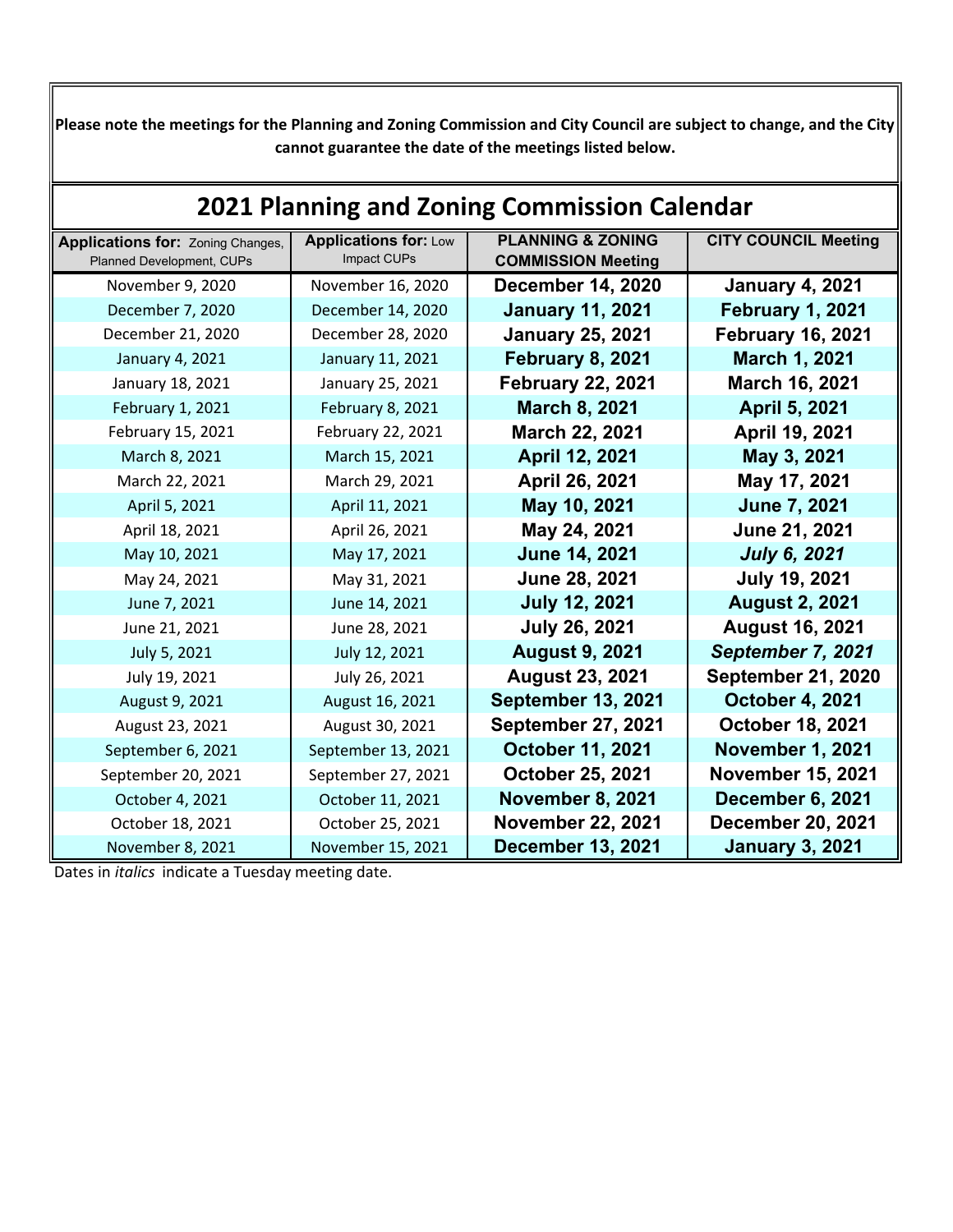**Please note the meetings for the Planning and Zoning Commission and City Council are subject to change, and the City cannot guarantee the date of the meetings listed below.**

## 2021 Planning and Zoning Commission Calendar

| **Applications for:** Zoning Changes, Planned Development, CUPs | **Applications for:** Low Impact CUPs | **PLANNING & ZONING COMMISSION Meeting** | **CITY COUNCIL Meeting** |
|---|---|---|---|
| November 9, 2020 | November 16, 2020 | **December 14, 2020** | **January 4, 2021** |
| December 7, 2020 | December 14, 2020 | **January 11, 2021** | **February 1, 2021** |
| December 21, 2020 | December 28, 2020 | **January 25, 2021** | **February 16, 2021** |
| January 4, 2021 | January 11, 2021 | **February 8, 2021** | **March 1, 2021** |
| January 18, 2021 | January 25, 2021 | **February 22, 2021** | **March 16, 2021** |
| February 1, 2021 | February 8, 2021 | **March 8, 2021** | **April 5, 2021** |
| February 15, 2021 | February 22, 2021 | **March 22, 2021** | **April 19, 2021** |
| March 8, 2021 | March 15, 2021 | **April 12, 2021** | **May 3, 2021** |
| March 22, 2021 | March 29, 2021 | **April 26, 2021** | **May 17, 2021** |
| April 5, 2021 | April 11, 2021 | **May 10, 2021** | **June 7, 2021** |
| April 18, 2021 | April 26, 2021 | **May 24, 2021** | **June 21, 2021** |
| May 10, 2021 | May 17, 2021 | **June 14, 2021** | ***July 6, 2021*** |
| May 24, 2021 | May 31, 2021 | **June 28, 2021** | **July 19, 2021** |
| June 7, 2021 | June 14, 2021 | **July 12, 2021** | **August 2, 2021** |
| June 21, 2021 | June 28, 2021 | **July 26, 2021** | **August 16, 2021** |
| July 5, 2021 | July 12, 2021 | **August 9, 2021** | ***September 7, 2021*** |
| July 19, 2021 | July 26, 2021 | **August 23, 2021** | **September 21, 2020** |
| August 9, 2021 | August 16, 2021 | **September 13, 2021** | **October 4, 2021** |
| August 23, 2021 | August 30, 2021 | **September 27, 2021** | **October 18, 2021** |
| September 6, 2021 | September 13, 2021 | **October 11, 2021** | **November 1, 2021** |
| September 20, 2021 | September 27, 2021 | **October 25, 2021** | **November 15, 2021** |
| October 4, 2021 | October 11, 2021 | **November 8, 2021** | **December 6, 2021** |
| October 18, 2021 | October 25, 2021 | **November 22, 2021** | **December 20, 2021** |
| November 8, 2021 | November 15, 2021 | **December 13, 2021** | **January 3, 2021** |

Dates in *italics* indicate a Tuesday meeting date.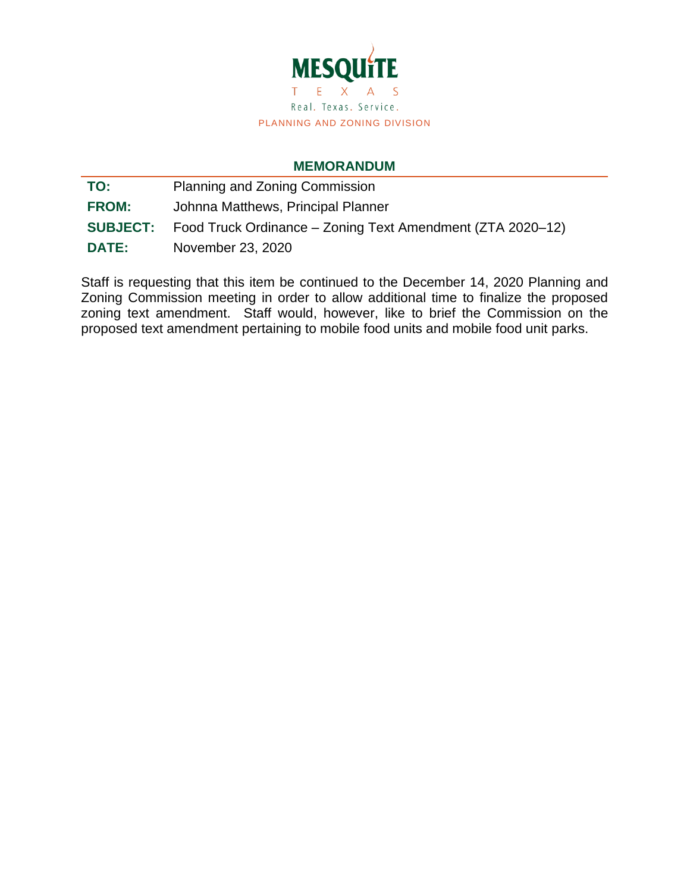MESQUiTE

T E X A S

Real. Texas. Service.

PLANNING AND ZONING DIVISION

## MEMORANDUM

| | |
|---|---|
| **TO:** | Planning and Zoning Commission |
| **FROM:** | Johnna Matthews, Principal Planner |
| **SUBJECT:** | Food Truck Ordinance – Zoning Text Amendment (ZTA 2020–12) |
| **DATE:** | November 23, 2020 |

Staff is requesting that this item be continued to the December 14, 2020 Planning and Zoning Commission meeting in order to allow additional time to finalize the proposed zoning text amendment. Staff would, however, like to brief the Commission on the proposed text amendment pertaining to mobile food units and mobile food unit parks.